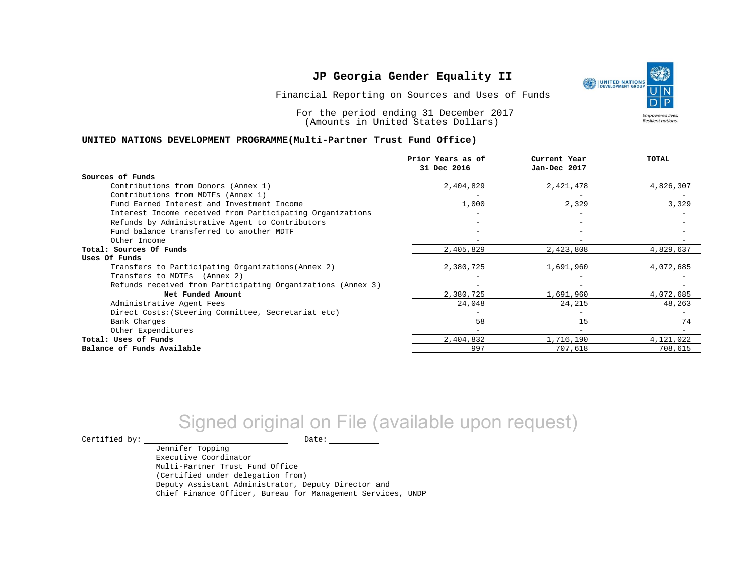# JP Georgia Gender Equality II

Financial Reporting on Sources and Uses of Funds

For the period ending 31 December 2017
(Amounts in United States Dollars)

## UNITED NATIONS DEVELOPMENT PROGRAMME(Multi-Partner Trust Fund Office)

| | Prior Years as of 31 Dec 2016 | Current Year Jan-Dec 2017 | TOTAL |
|---|---|---|---|
| **Sources of Funds** | | | |
| Contributions from Donors (Annex 1) | 2,404,829 | 2,421,478 | 4,826,307 |
| Contributions from MDTFs (Annex 1) | - | - | - |
| Fund Earned Interest and Investment Income | 1,000 | 2,329 | 3,329 |
| Interest Income received from Participating Organizations | - | - | - |
| Refunds by Administrative Agent to Contributors | - | - | - |
| Fund balance transferred to another MDTF | - | - | - |
| Other Income | - | - | - |
| **Total: Sources Of Funds** | 2,405,829 | 2,423,808 | 4,829,637 |
| **Uses Of Funds** | | | |
| Transfers to Participating Organizations(Annex 2) | 2,380,725 | 1,691,960 | 4,072,685 |
| Transfers to MDTFs (Annex 2) | - | - | - |
| Refunds received from Participating Organizations (Annex 3) | - | - | - |
| **Net Funded Amount** | 2,380,725 | 1,691,960 | 4,072,685 |
| Administrative Agent Fees | 24,048 | 24,215 | 48,263 |
| Direct Costs:(Steering Committee, Secretariat etc) | - | - | - |
| Bank Charges | 58 | 15 | 74 |
| Other Expenditures | - | - | - |
| **Total: Uses of Funds** | 2,404,832 | 1,716,190 | 4,121,022 |
| **Balance of Funds Available** | 997 | 707,618 | 708,615 |

Signed original on File (available upon request)

Certified by: ____________________ Date: __________

Jennifer Topping
Executive Coordinator
Multi-Partner Trust Fund Office
(Certified under delegation from)
Deputy Assistant Administrator, Deputy Director and
Chief Finance Officer, Bureau for Management Services, UNDP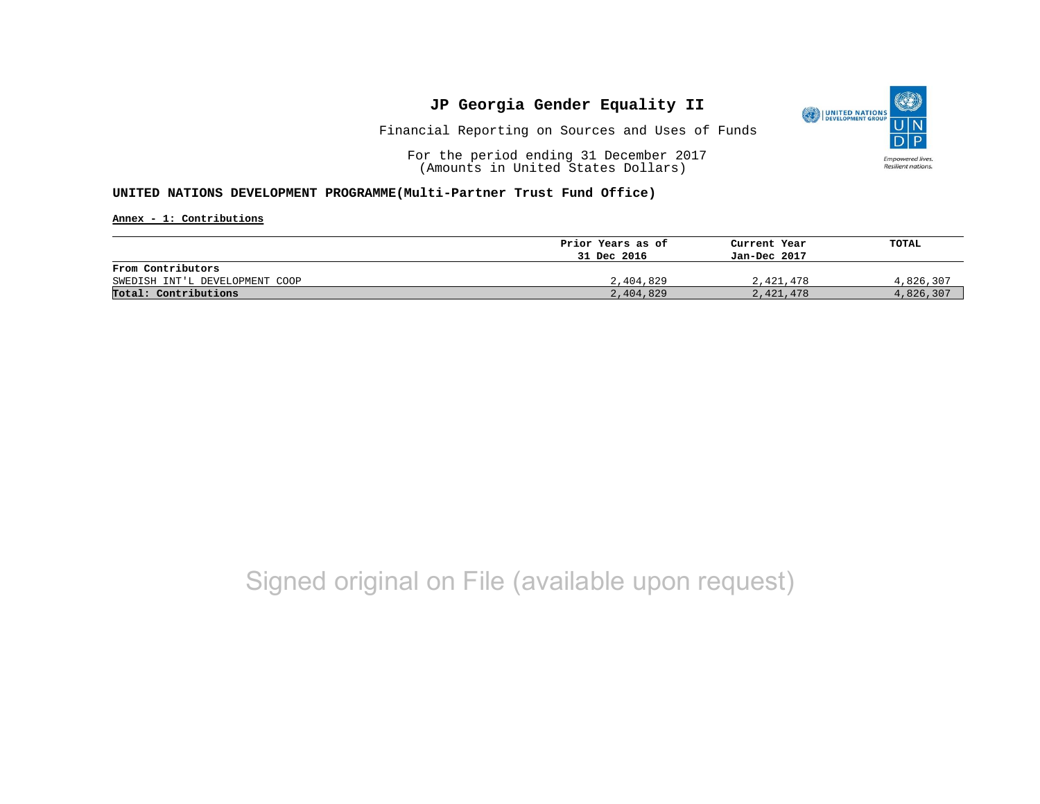# JP Georgia Gender Equality II

Financial Reporting on Sources and Uses of Funds

For the period ending 31 December 2017
(Amounts in United States Dollars)

**UNITED NATIONS DEVELOPMENT PROGRAMME(Multi-Partner Trust Fund Office)**

**Annex - 1: Contributions**

| | Prior Years as of 31 Dec 2016 | Current Year Jan-Dec 2017 | TOTAL |
|---|---|---|---|
| **From Contributors** | | | |
| SWEDISH INT'L DEVELOPMENT COOP | 2,404,829 | 2,421,478 | 4,826,307 |
| **Total: Contributions** | 2,404,829 | 2,421,478 | 4,826,307 |

Signed original on File (available upon request)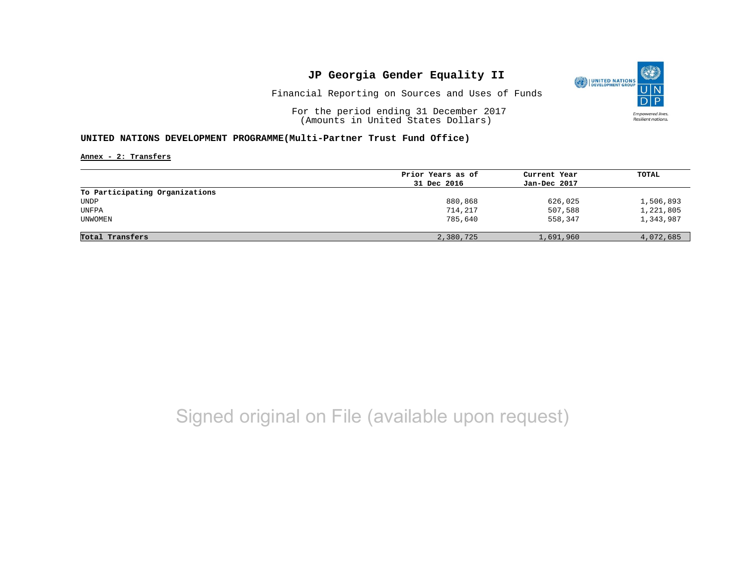# JP Georgia Gender Equality II

Financial Reporting on Sources and Uses of Funds

For the period ending 31 December 2017
(Amounts in United States Dollars)

**UNITED NATIONS DEVELOPMENT PROGRAMME(Multi-Partner Trust Fund Office)**

**Annex - 2: Transfers**

| | Prior Years as of 31 Dec 2016 | Current Year Jan-Dec 2017 | TOTAL |
|---|---|---|---|
| **To Participating Organizations** | | | |
| UNDP | 880,868 | 626,025 | 1,506,893 |
| UNFPA | 714,217 | 507,588 | 1,221,805 |
| UNWOMEN | 785,640 | 558,347 | 1,343,987 |
| **Total Transfers** | 2,380,725 | 1,691,960 | 4,072,685 |

Signed original on File (available upon request)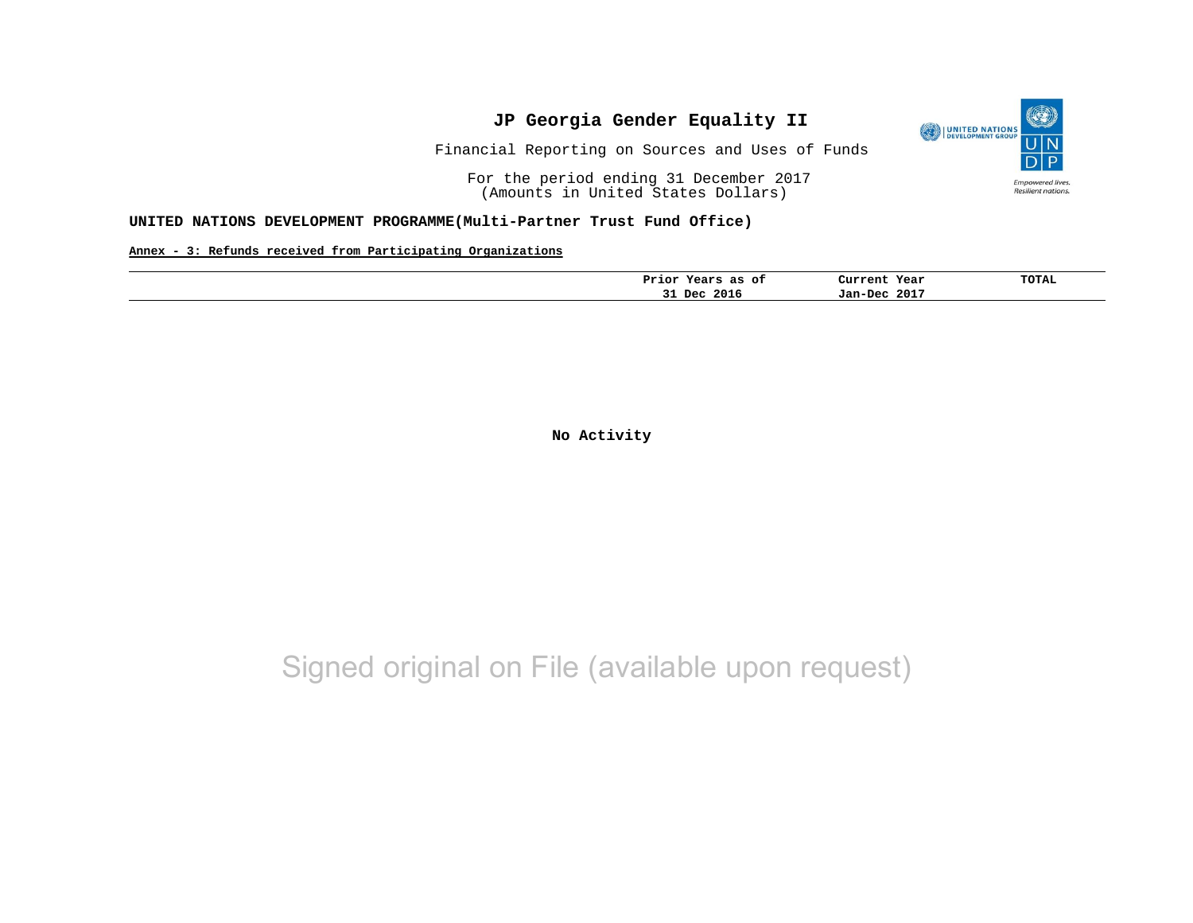# JP Georgia Gender Equality II

Financial Reporting on Sources and Uses of Funds

For the period ending 31 December 2017
(Amounts in United States Dollars)

**UNITED NATIONS DEVELOPMENT PROGRAMME(Multi-Partner Trust Fund Office)**

**Annex - 3: Refunds received from Participating Organizations**

| | Prior Years as of 31 Dec 2016 | Current Year Jan-Dec 2017 | TOTAL |
|---|---|---|---|

**No Activity**

Signed original on File (available upon request)